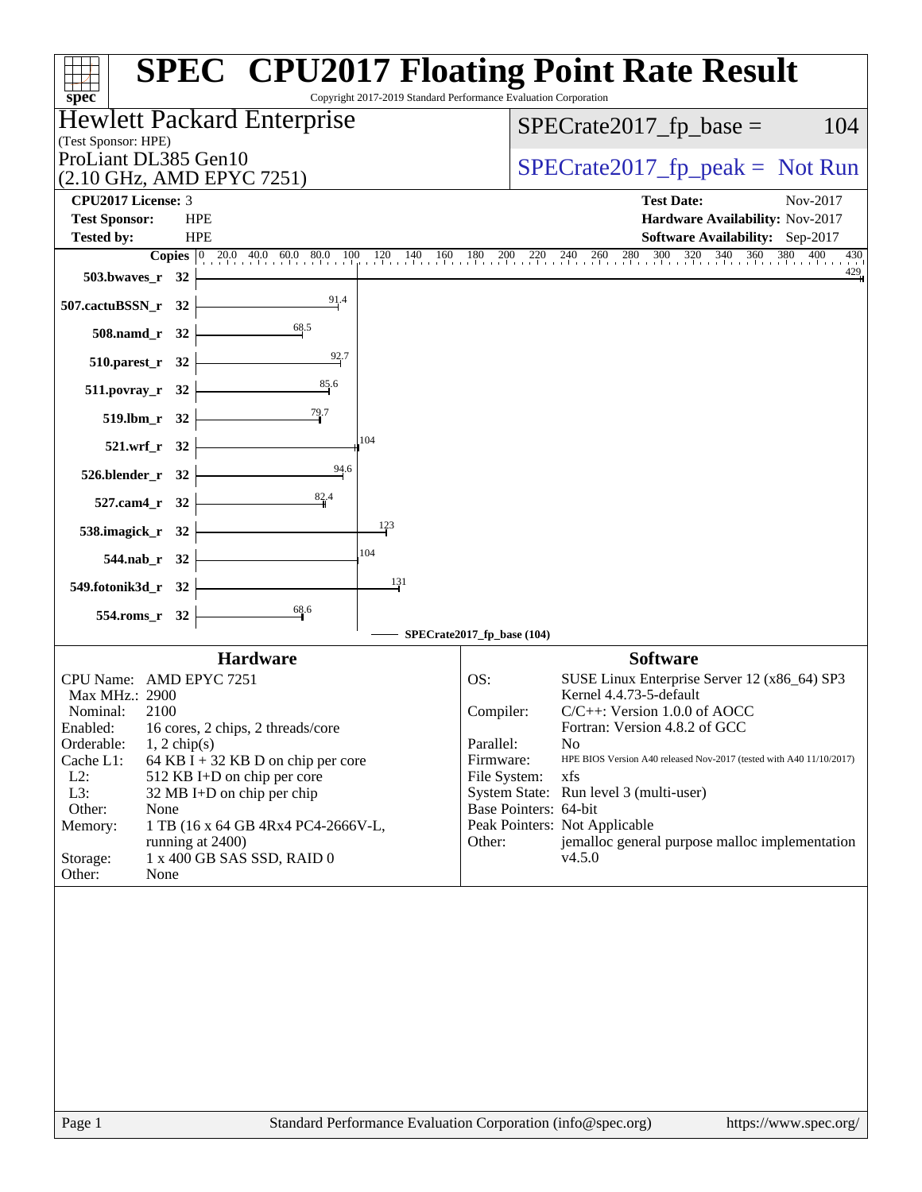# SPEC CPU2017 Floating Point Rate Result

Copyright 2017-2019 Standard Performance Evaluation Corporation

**Hewlett Packard Enterprise**
(Test Sponsor: HPE)
ProLiant DL385 Gen10
(2.10 GHz, AMD EPYC 7251)

SPECrate2017_fp_base = 104

SPECrate2017_fp_peak = Not Run

| | | | |
|---|---|---|---|
| **CPU2017 License:** | 3 | **Test Date:** | Nov-2017 |
| **Test Sponsor:** | HPE | **Hardware Availability:** | Nov-2017 |
| **Tested by:** | HPE | **Software Availability:** | Sep-2017 |

| Benchmark | Copies | SPECrate2017_fp_base |
|---|---|---|
| 503.bwaves_r | 32 | 429 |
| 507.cactuBSSN_r | 32 | 91.4 |
| 508.namd_r | 32 | 68.5 |
| 510.parest_r | 32 | 92.7 |
| 511.povray_r | 32 | 85.6 |
| 519.lbm_r | 32 | 79.7 |
| 521.wrf_r | 32 | 104 |
| 526.blender_r | 32 | 94.6 |
| 527.cam4_r | 32 | 82.4 |
| 538.imagick_r | 32 | 123 |
| 544.nab_r | 32 | 104 |
| 549.fotonik3d_r | 32 | 131 |
| 554.roms_r | 32 | 68.6 |

SPECrate2017_fp_base (104)

## Hardware

| | |
|---|---|
| CPU Name: | AMD EPYC 7251 |
| Max MHz.: | 2900 |
| Nominal: | 2100 |
| Enabled: | 16 cores, 2 chips, 2 threads/core |
| Orderable: | 1, 2 chip(s) |
| Cache L1: | 64 KB I + 32 KB D on chip per core |
| L2: | 512 KB I+D on chip per core |
| L3: | 32 MB I+D on chip per chip |
| Other: | None |
| Memory: | 1 TB (16 x 64 GB 4Rx4 PC4-2666V-L, running at 2400) |
| Storage: | 1 x 400 GB SAS SSD, RAID 0 |
| Other: | None |

## Software

| | |
|---|---|
| OS: | SUSE Linux Enterprise Server 12 (x86_64) SP3 Kernel 4.4.73-5-default |
| Compiler: | C/C++: Version 1.0.0 of AOCC Fortran: Version 4.8.2 of GCC |
| Parallel: | No |
| Firmware: | HPE BIOS Version A40 released Nov-2017 (tested with A40 11/10/2017) |
| File System: | xfs |
| System State: | Run level 3 (multi-user) |
| Base Pointers: | 64-bit |
| Peak Pointers: | Not Applicable |
| Other: | jemalloc general purpose malloc implementation v4.5.0 |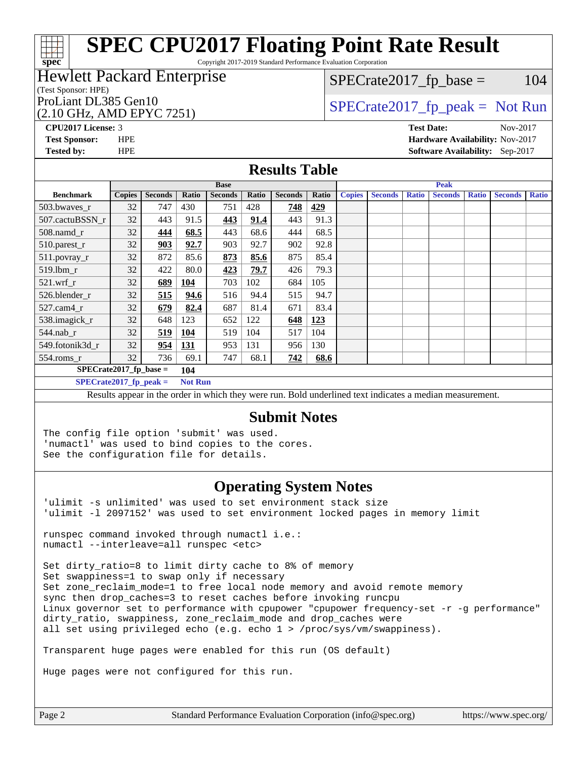# SPEC CPU2017 Floating Point Rate Result

Copyright 2017-2019 Standard Performance Evaluation Corporation

**Hewlett Packard Enterprise**
(Test Sponsor: HPE)
ProLiant DL385 Gen10
(2.10 GHz, AMD EPYC 7251)

SPECrate2017_fp_base = 104

SPECrate2017_fp_peak = Not Run

**CPU2017 License:** 3
**Test Sponsor:** HPE
**Tested by:** HPE

**Test Date:** Nov-2017
**Hardware Availability:** Nov-2017
**Software Availability:** Sep-2017

## Results Table

| Benchmark | Base | | | | | | | Peak | | | | | | |
|---|---|---|---|---|---|---|---|---|---|---|---|---|---|---|
| | Copies | Seconds | Ratio | Seconds | Ratio | Seconds | Ratio | Copies | Seconds | Ratio | Seconds | Ratio | Seconds | Ratio |
| 503.bwaves_r | 32 | 747 | 430 | 751 | 428 | **748** | **429** | | | | | | | |
| 507.cactuBSSN_r | 32 | 443 | 91.5 | **443** | **91.4** | 443 | 91.3 | | | | | | | |
| 508.namd_r | 32 | **444** | **68.5** | 443 | 68.6 | 444 | 68.5 | | | | | | | |
| 510.parest_r | 32 | **903** | **92.7** | 903 | 92.7 | 902 | 92.8 | | | | | | | |
| 511.povray_r | 32 | 872 | 85.6 | **873** | **85.6** | 875 | 85.4 | | | | | | | |
| 519.lbm_r | 32 | 422 | 80.0 | **423** | **79.7** | 426 | 79.3 | | | | | | | |
| 521.wrf_r | 32 | **689** | **104** | 703 | 102 | 684 | 105 | | | | | | | |
| 526.blender_r | 32 | **515** | **94.6** | 516 | 94.4 | 515 | 94.7 | | | | | | | |
| 527.cam4_r | 32 | **679** | **82.4** | 687 | 81.4 | 671 | 83.4 | | | | | | | |
| 538.imagick_r | 32 | 648 | 123 | 652 | 122 | **648** | **123** | | | | | | | |
| 544.nab_r | 32 | **519** | **104** | 519 | 104 | 517 | 104 | | | | | | | |
| 549.fotonik3d_r | 32 | **954** | **131** | 953 | 131 | 956 | 130 | | | | | | | |
| 554.roms_r | 32 | 736 | 69.1 | 747 | 68.1 | **742** | **68.6** | | | | | | | |

**SPECrate2017_fp_base = 104**

**SPECrate2017_fp_peak = Not Run**

Results appear in the order in which they were run. Bold underlined text indicates a median measurement.

## Submit Notes

```
The config file option 'submit' was used.
'numactl' was used to bind copies to the cores.
See the configuration file for details.
```

## Operating System Notes

```
'ulimit -s unlimited' was used to set environment stack size
'ulimit -l 2097152' was used to set environment locked pages in memory limit

runspec command invoked through numactl i.e.:
numactl --interleave=all runspec <etc>

Set dirty_ratio=8 to limit dirty cache to 8% of memory
Set swappiness=1 to swap only if necessary
Set zone_reclaim_mode=1 to free local node memory and avoid remote memory
sync then drop_caches=3 to reset caches before invoking runcpu
Linux governor set to performance with cpupower "cpupower frequency-set -r -g performance"
dirty_ratio, swappiness, zone_reclaim_mode and drop_caches were
all set using privileged echo (e.g. echo 1 > /proc/sys/vm/swappiness).

Transparent huge pages were enabled for this run (OS default)

Huge pages were not configured for this run.
```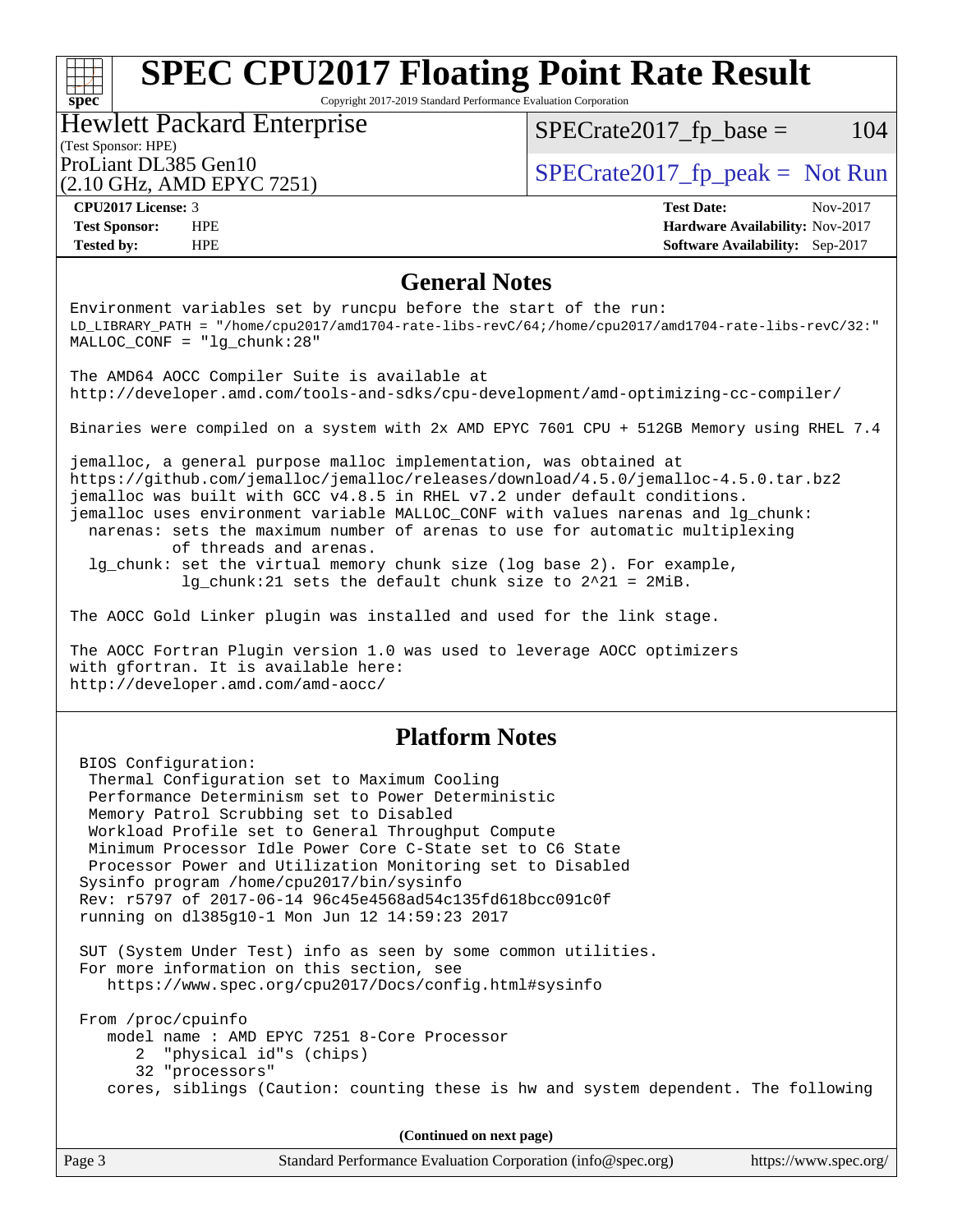# SPEC CPU2017 Floating Point Rate Result

Copyright 2017-2019 Standard Performance Evaluation Corporation

**Hewlett Packard Enterprise**
(Test Sponsor: HPE)

ProLiant DL385 Gen10
(2.10 GHz, AMD EPYC 7251)

SPECrate2017_fp_base = 104

SPECrate2017_fp_peak = Not Run

| | | | |
|---|---|---|---|
| **CPU2017 License:** | 3 | **Test Date:** | Nov-2017 |
| **Test Sponsor:** | HPE | **Hardware Availability:** | Nov-2017 |
| **Tested by:** | HPE | **Software Availability:** | Sep-2017 |

## General Notes

```
Environment variables set by runcpu before the start of the run:
LD_LIBRARY_PATH = "/home/cpu2017/amd1704-rate-libs-revC/64;/home/cpu2017/amd1704-rate-libs-revC/32:"
MALLOC_CONF = "lg_chunk:28"

The AMD64 AOCC Compiler Suite is available at
http://developer.amd.com/tools-and-sdks/cpu-development/amd-optimizing-cc-compiler/

Binaries were compiled on a system with 2x AMD EPYC 7601 CPU + 512GB Memory using RHEL 7.4

jemalloc, a general purpose malloc implementation, was obtained at
https://github.com/jemalloc/jemalloc/releases/download/4.5.0/jemalloc-4.5.0.tar.bz2
jemalloc was built with GCC v4.8.5 in RHEL v7.2 under default conditions.
jemalloc uses environment variable MALLOC_CONF with values narenas and lg_chunk:
  narenas: sets the maximum number of arenas to use for automatic multiplexing
           of threads and arenas.
  lg_chunk: set the virtual memory chunk size (log base 2). For example,
            lg_chunk:21 sets the default chunk size to 2^21 = 2MiB.

The AOCC Gold Linker plugin was installed and used for the link stage.

The AOCC Fortran Plugin version 1.0 was used to leverage AOCC optimizers
with gfortran. It is available here:
http://developer.amd.com/amd-aocc/
```

## Platform Notes

```
 BIOS Configuration:
  Thermal Configuration set to Maximum Cooling
  Performance Determinism set to Power Deterministic
  Memory Patrol Scrubbing set to Disabled
  Workload Profile set to General Throughput Compute
  Minimum Processor Idle Power Core C-State set to C6 State
  Processor Power and Utilization Monitoring set to Disabled
 Sysinfo program /home/cpu2017/bin/sysinfo
 Rev: r5797 of 2017-06-14 96c45e4568ad54c135fd618bcc091c0f
 running on dl385g10-1 Mon Jun 12 14:59:23 2017

 SUT (System Under Test) info as seen by some common utilities.
 For more information on this section, see
    https://www.spec.org/cpu2017/Docs/config.html#sysinfo

 From /proc/cpuinfo
    model name : AMD EPYC 7251 8-Core Processor
       2  "physical id"s (chips)
       32 "processors"
    cores, siblings (Caution: counting these is hw and system dependent. The following
```

**(Continued on next page)**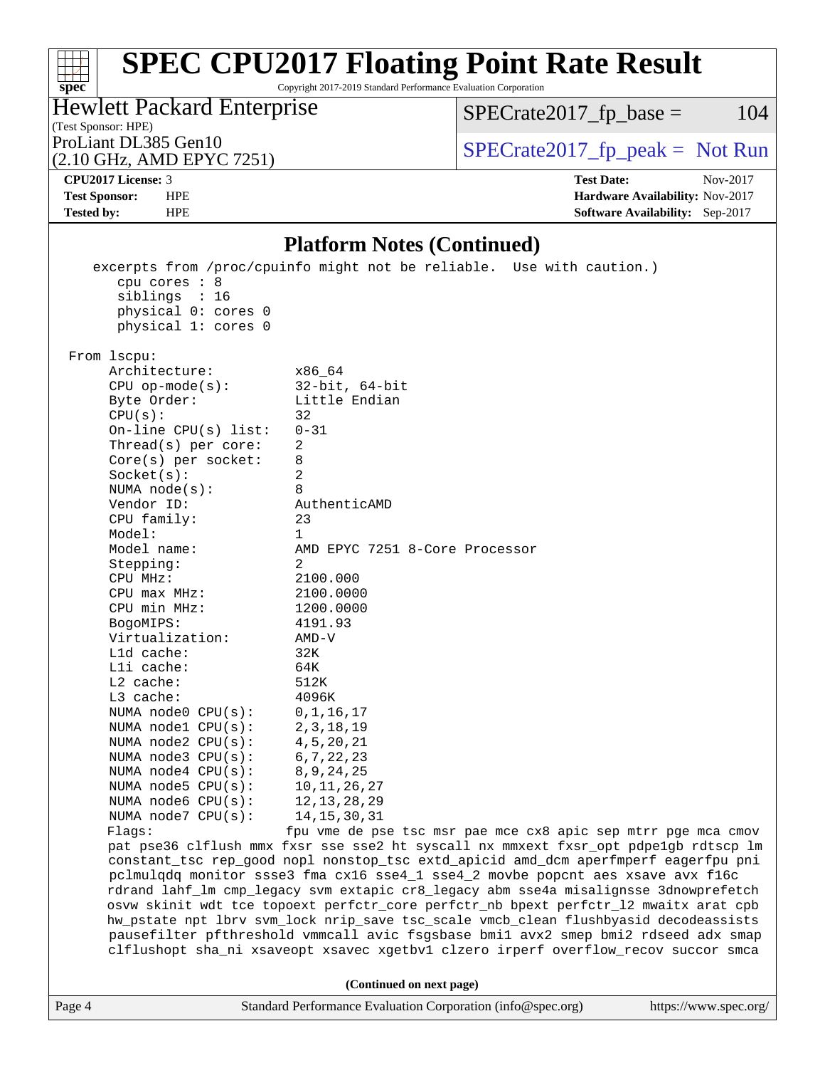# SPEC CPU2017 Floating Point Rate Result

Copyright 2017-2019 Standard Performance Evaluation Corporation

**Hewlett Packard Enterprise**
(Test Sponsor: HPE)
ProLiant DL385 Gen10
(2.10 GHz, AMD EPYC 7251)

SPECrate2017_fp_base = 104

SPECrate2017_fp_peak = Not Run

**CPU2017 License:** 3
**Test Sponsor:** HPE
**Tested by:** HPE

**Test Date:** Nov-2017
**Hardware Availability:** Nov-2017
**Software Availability:** Sep-2017

## Platform Notes (Continued)

```
    excerpts from /proc/cpuinfo might not be reliable.  Use with caution.)
       cpu cores : 8
       siblings  : 16
       physical 0: cores 0
       physical 1: cores 0

 From lscpu:
      Architecture:          x86_64
      CPU op-mode(s):        32-bit, 64-bit
      Byte Order:            Little Endian
      CPU(s):                32
      On-line CPU(s) list:   0-31
      Thread(s) per core:    2
      Core(s) per socket:    8
      Socket(s):             2
      NUMA node(s):          8
      Vendor ID:             AuthenticAMD
      CPU family:            23
      Model:                 1
      Model name:            AMD EPYC 7251 8-Core Processor
      Stepping:              2
      CPU MHz:               2100.000
      CPU max MHz:           2100.0000
      CPU min MHz:           1200.0000
      BogoMIPS:              4191.93
      Virtualization:        AMD-V
      L1d cache:             32K
      L1i cache:             64K
      L2 cache:              512K
      L3 cache:              4096K
      NUMA node0 CPU(s):     0,1,16,17
      NUMA node1 CPU(s):     2,3,18,19
      NUMA node2 CPU(s):     4,5,20,21
      NUMA node3 CPU(s):     6,7,22,23
      NUMA node4 CPU(s):     8,9,24,25
      NUMA node5 CPU(s):     10,11,26,27
      NUMA node6 CPU(s):     12,13,28,29
      NUMA node7 CPU(s):     14,15,30,31
      Flags:                 fpu vme de pse tsc msr pae mce cx8 apic sep mtrr pge mca cmov
      pat pse36 clflush mmx fxsr sse sse2 ht syscall nx mmxext fxsr_opt pdpe1gb rdtscp lm
      constant_tsc rep_good nopl nonstop_tsc extd_apicid amd_dcm aperfmperf eagerfpu pni
      pclmulqdq monitor ssse3 fma cx16 sse4_1 sse4_2 movbe popcnt aes xsave avx f16c
      rdrand lahf_lm cmp_legacy svm extapic cr8_legacy abm sse4a misalignsse 3dnowprefetch
      osvw skinit wdt tce topoext perfctr_core perfctr_nb bpext perfctr_l2 mwaitx arat cpb
      hw_pstate npt lbrv svm_lock nrip_save tsc_scale vmcb_clean flushbyasid decodeassists
      pausefilter pfthreshold vmmcall avic fsgsbase bmi1 avx2 smep bmi2 rdseed adx smap
      clflushopt sha_ni xsaveopt xsavec xgetbv1 clzero irperf overflow_recov succor smca
```

**(Continued on next page)**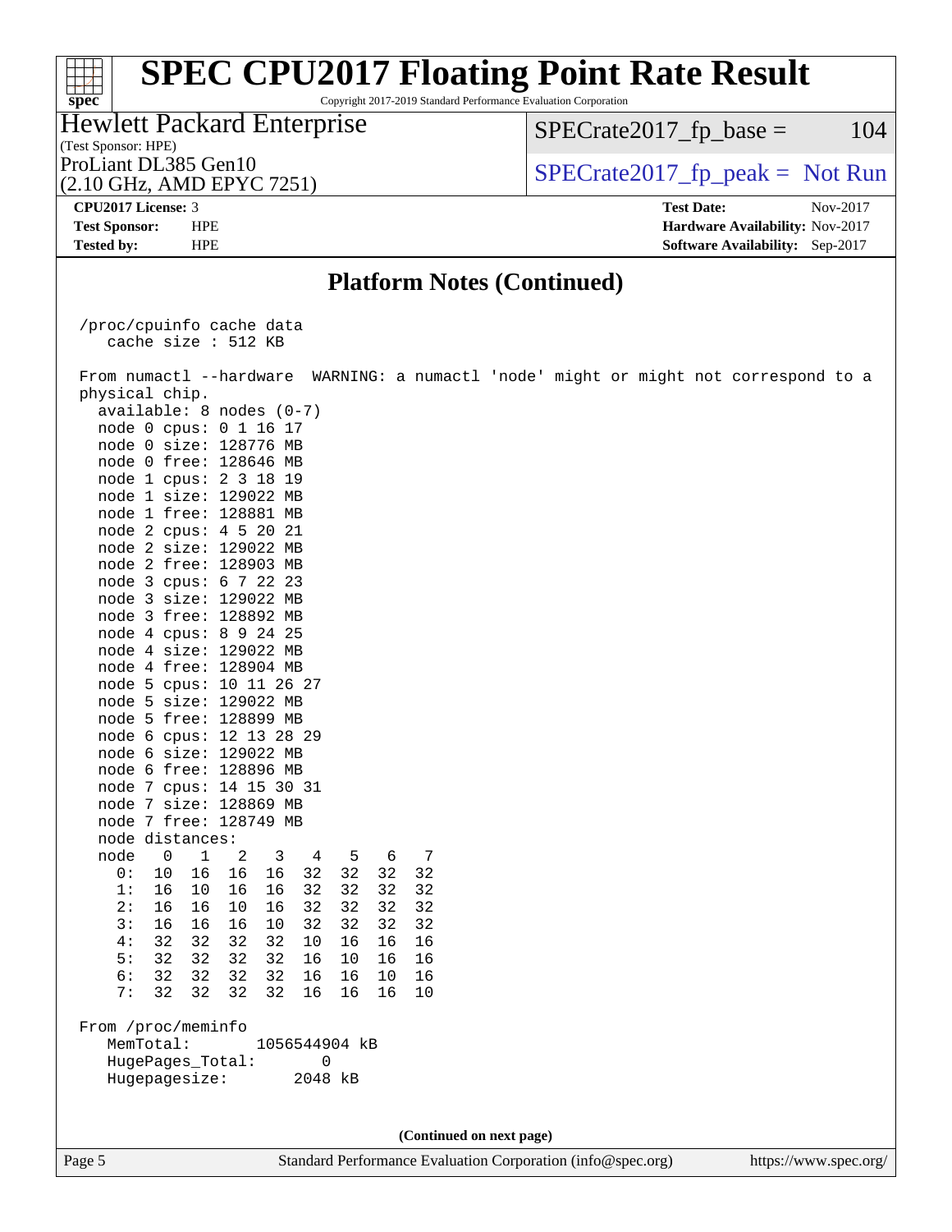# SPEC CPU2017 Floating Point Rate Result

Copyright 2017-2019 Standard Performance Evaluation Corporation

**Hewlett Packard Enterprise**
(Test Sponsor: HPE)
ProLiant DL385 Gen10
(2.10 GHz, AMD EPYC 7251)

SPECrate2017_fp_base = 104

SPECrate2017_fp_peak = Not Run

**CPU2017 License:** 3
**Test Sponsor:** HPE
**Tested by:** HPE

**Test Date:** Nov-2017
**Hardware Availability:** Nov-2017
**Software Availability:** Sep-2017

## Platform Notes (Continued)

```
/proc/cpuinfo cache data
   cache size : 512 KB

From numactl --hardware  WARNING: a numactl 'node' might or might not correspond to a
physical chip.
  available: 8 nodes (0-7)
  node 0 cpus: 0 1 16 17
  node 0 size: 128776 MB
  node 0 free: 128646 MB
  node 1 cpus: 2 3 18 19
  node 1 size: 129022 MB
  node 1 free: 128881 MB
  node 2 cpus: 4 5 20 21
  node 2 size: 129022 MB
  node 2 free: 128903 MB
  node 3 cpus: 6 7 22 23
  node 3 size: 129022 MB
  node 3 free: 128892 MB
  node 4 cpus: 8 9 24 25
  node 4 size: 129022 MB
  node 4 free: 128904 MB
  node 5 cpus: 10 11 26 27
  node 5 size: 129022 MB
  node 5 free: 128899 MB
  node 6 cpus: 12 13 28 29
  node 6 size: 129022 MB
  node 6 free: 128896 MB
  node 7 cpus: 14 15 30 31
  node 7 size: 128869 MB
  node 7 free: 128749 MB
  node distances:
  node   0   1   2   3   4   5   6   7
    0:  10  16  16  16  32  32  32  32
    1:  16  10  16  16  32  32  32  32
    2:  16  16  10  16  32  32  32  32
    3:  16  16  16  10  32  32  32  32
    4:  32  32  32  32  10  16  16  16
    5:  32  32  32  32  16  10  16  16
    6:  32  32  32  32  16  16  10  16
    7:  32  32  32  32  16  16  16  10

From /proc/meminfo
   MemTotal:       1056544904 kB
   HugePages_Total:       0
   Hugepagesize:       2048 kB
```

**(Continued on next page)**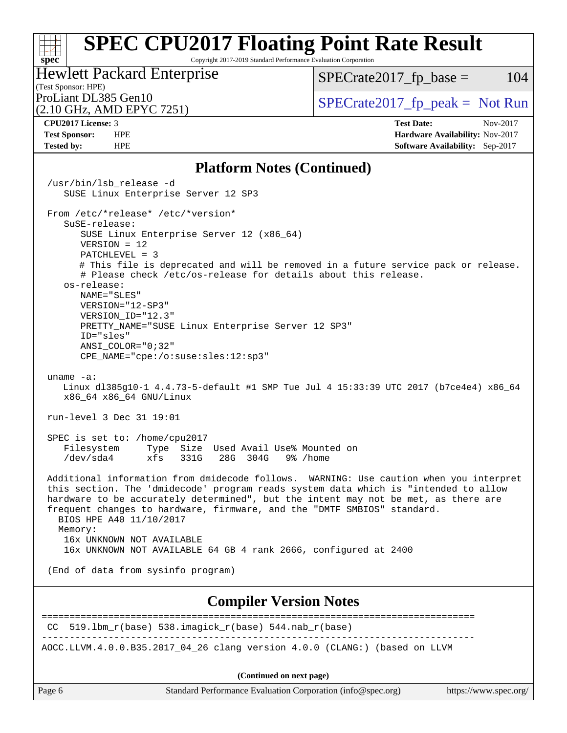## Platform Notes (Continued)

```
/usr/bin/lsb_release -d
   SUSE Linux Enterprise Server 12 SP3

From /etc/*release* /etc/*version*
   SuSE-release:
      SUSE Linux Enterprise Server 12 (x86_64)
      VERSION = 12
      PATCHLEVEL = 3
      # This file is deprecated and will be removed in a future service pack or release.
      # Please check /etc/os-release for details about this release.
   os-release:
      NAME="SLES"
      VERSION="12-SP3"
      VERSION_ID="12.3"
      PRETTY_NAME="SUSE Linux Enterprise Server 12 SP3"
      ID="sles"
      ANSI_COLOR="0;32"
      CPE_NAME="cpe:/o:suse:sles:12:sp3"

uname -a:
   Linux dl385g10-1 4.4.73-5-default #1 SMP Tue Jul 4 15:33:39 UTC 2017 (b7ce4e4) x86_64
   x86_64 x86_64 GNU/Linux

run-level 3 Dec 31 19:01

SPEC is set to: /home/cpu2017
   Filesystem     Type  Size  Used Avail Use% Mounted on
   /dev/sda4      xfs   331G   28G  304G   9% /home

Additional information from dmidecode follows.  WARNING: Use caution when you interpret
this section. The 'dmidecode' program reads system data which is "intended to allow
hardware to be accurately determined", but the intent may not be met, as there are
frequent changes to hardware, firmware, and the "DMTF SMBIOS" standard.
  BIOS HPE A40 11/10/2017
  Memory:
    16x UNKNOWN NOT AVAILABLE
    16x UNKNOWN NOT AVAILABLE 64 GB 4 rank 2666, configured at 2400

(End of data from sysinfo program)
```

## Compiler Version Notes

```
==============================================================================
 CC  519.lbm_r(base) 538.imagick_r(base) 544.nab_r(base)
------------------------------------------------------------------------------
AOCC.LLVM.4.0.0.B35.2017_04_26 clang version 4.0.0 (CLANG:) (based on LLVM
```

(Continued on next page)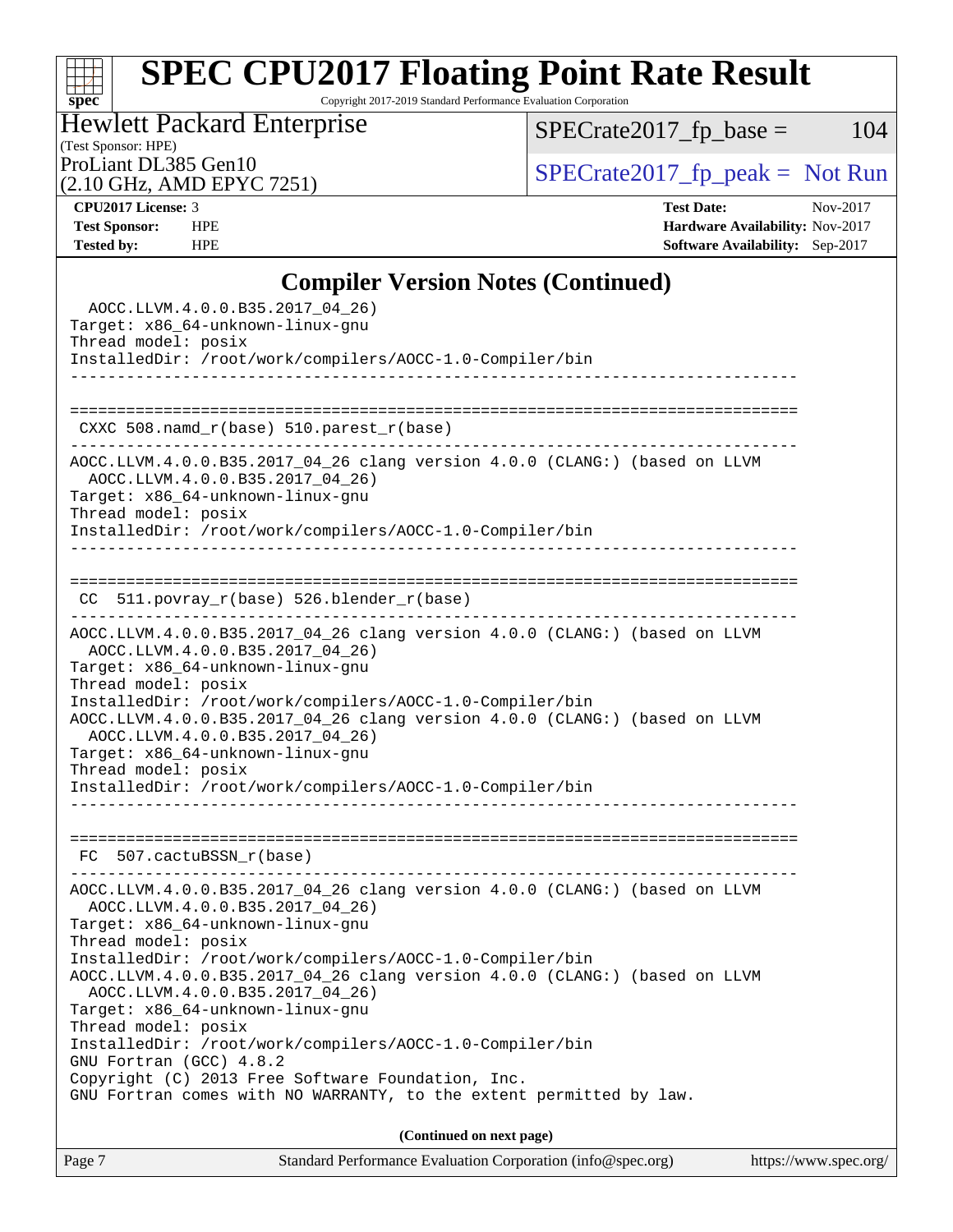## Compiler Version Notes (Continued)

```
  AOCC.LLVM.4.0.0.B35.2017_04_26)
Target: x86_64-unknown-linux-gnu
Thread model: posix
InstalledDir: /root/work/compilers/AOCC-1.0-Compiler/bin
------------------------------------------------------------------------------

==============================================================================
 CXXC 508.namd_r(base) 510.parest_r(base)
------------------------------------------------------------------------------
AOCC.LLVM.4.0.0.B35.2017_04_26 clang version 4.0.0 (CLANG:) (based on LLVM
  AOCC.LLVM.4.0.0.B35.2017_04_26)
Target: x86_64-unknown-linux-gnu
Thread model: posix
InstalledDir: /root/work/compilers/AOCC-1.0-Compiler/bin
------------------------------------------------------------------------------

==============================================================================
 CC  511.povray_r(base) 526.blender_r(base)
------------------------------------------------------------------------------
AOCC.LLVM.4.0.0.B35.2017_04_26 clang version 4.0.0 (CLANG:) (based on LLVM
  AOCC.LLVM.4.0.0.B35.2017_04_26)
Target: x86_64-unknown-linux-gnu
Thread model: posix
InstalledDir: /root/work/compilers/AOCC-1.0-Compiler/bin
AOCC.LLVM.4.0.0.B35.2017_04_26 clang version 4.0.0 (CLANG:) (based on LLVM
  AOCC.LLVM.4.0.0.B35.2017_04_26)
Target: x86_64-unknown-linux-gnu
Thread model: posix
InstalledDir: /root/work/compilers/AOCC-1.0-Compiler/bin
------------------------------------------------------------------------------

==============================================================================
 FC  507.cactuBSSN_r(base)
------------------------------------------------------------------------------
AOCC.LLVM.4.0.0.B35.2017_04_26 clang version 4.0.0 (CLANG:) (based on LLVM
  AOCC.LLVM.4.0.0.B35.2017_04_26)
Target: x86_64-unknown-linux-gnu
Thread model: posix
InstalledDir: /root/work/compilers/AOCC-1.0-Compiler/bin
AOCC.LLVM.4.0.0.B35.2017_04_26 clang version 4.0.0 (CLANG:) (based on LLVM
  AOCC.LLVM.4.0.0.B35.2017_04_26)
Target: x86_64-unknown-linux-gnu
Thread model: posix
InstalledDir: /root/work/compilers/AOCC-1.0-Compiler/bin
GNU Fortran (GCC) 4.8.2
Copyright (C) 2013 Free Software Foundation, Inc.
GNU Fortran comes with NO WARRANTY, to the extent permitted by law.
```

**(Continued on next page)**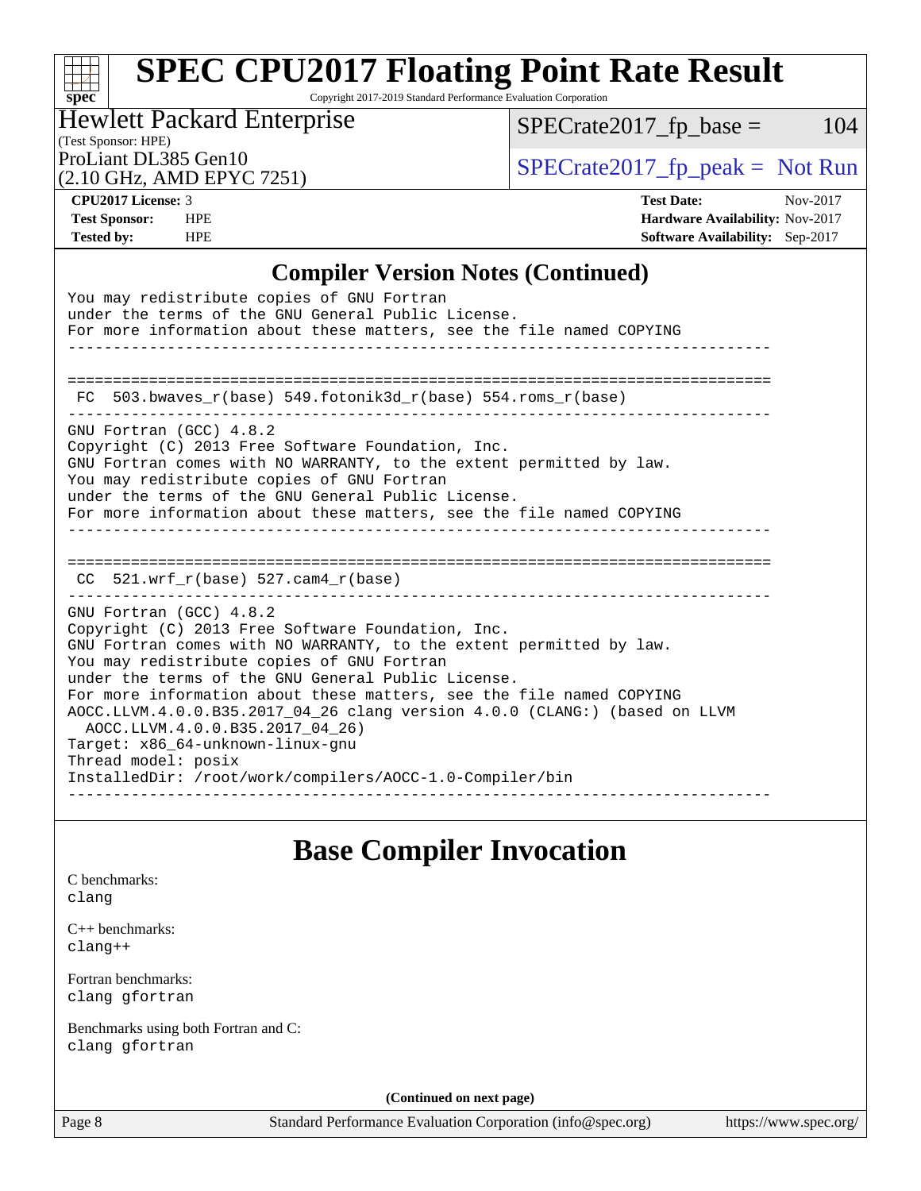# SPEC CPU2017 Floating Point Rate Result

Copyright 2017-2019 Standard Performance Evaluation Corporation

**Hewlett Packard Enterprise**
(Test Sponsor: HPE)
ProLiant DL385 Gen10
(2.10 GHz, AMD EPYC 7251)

SPECrate2017_fp_base = 104

SPECrate2017_fp_peak = Not Run

| | | | |
|---|---|---|---|
| **CPU2017 License:** | 3 | **Test Date:** | Nov-2017 |
| **Test Sponsor:** | HPE | **Hardware Availability:** | Nov-2017 |
| **Tested by:** | HPE | **Software Availability:** | Sep-2017 |

## Compiler Version Notes (Continued)

```
You may redistribute copies of GNU Fortran
under the terms of the GNU General Public License.
For more information about these matters, see the file named COPYING
------------------------------------------------------------------------------

==============================================================================
 FC  503.bwaves_r(base) 549.fotonik3d_r(base) 554.roms_r(base)
------------------------------------------------------------------------------
GNU Fortran (GCC) 4.8.2
Copyright (C) 2013 Free Software Foundation, Inc.
GNU Fortran comes with NO WARRANTY, to the extent permitted by law.
You may redistribute copies of GNU Fortran
under the terms of the GNU General Public License.
For more information about these matters, see the file named COPYING
------------------------------------------------------------------------------

==============================================================================
 CC  521.wrf_r(base) 527.cam4_r(base)
------------------------------------------------------------------------------
GNU Fortran (GCC) 4.8.2
Copyright (C) 2013 Free Software Foundation, Inc.
GNU Fortran comes with NO WARRANTY, to the extent permitted by law.
You may redistribute copies of GNU Fortran
under the terms of the GNU General Public License.
For more information about these matters, see the file named COPYING
AOCC.LLVM.4.0.0.B35.2017_04_26 clang version 4.0.0 (CLANG:) (based on LLVM
  AOCC.LLVM.4.0.0.B35.2017_04_26)
Target: x86_64-unknown-linux-gnu
Thread model: posix
InstalledDir: /root/work/compilers/AOCC-1.0-Compiler/bin
------------------------------------------------------------------------------
```

## Base Compiler Invocation

C benchmarks:
clang

C++ benchmarks:
clang++

Fortran benchmarks:
clang gfortran

Benchmarks using both Fortran and C:
clang gfortran

**(Continued on next page)**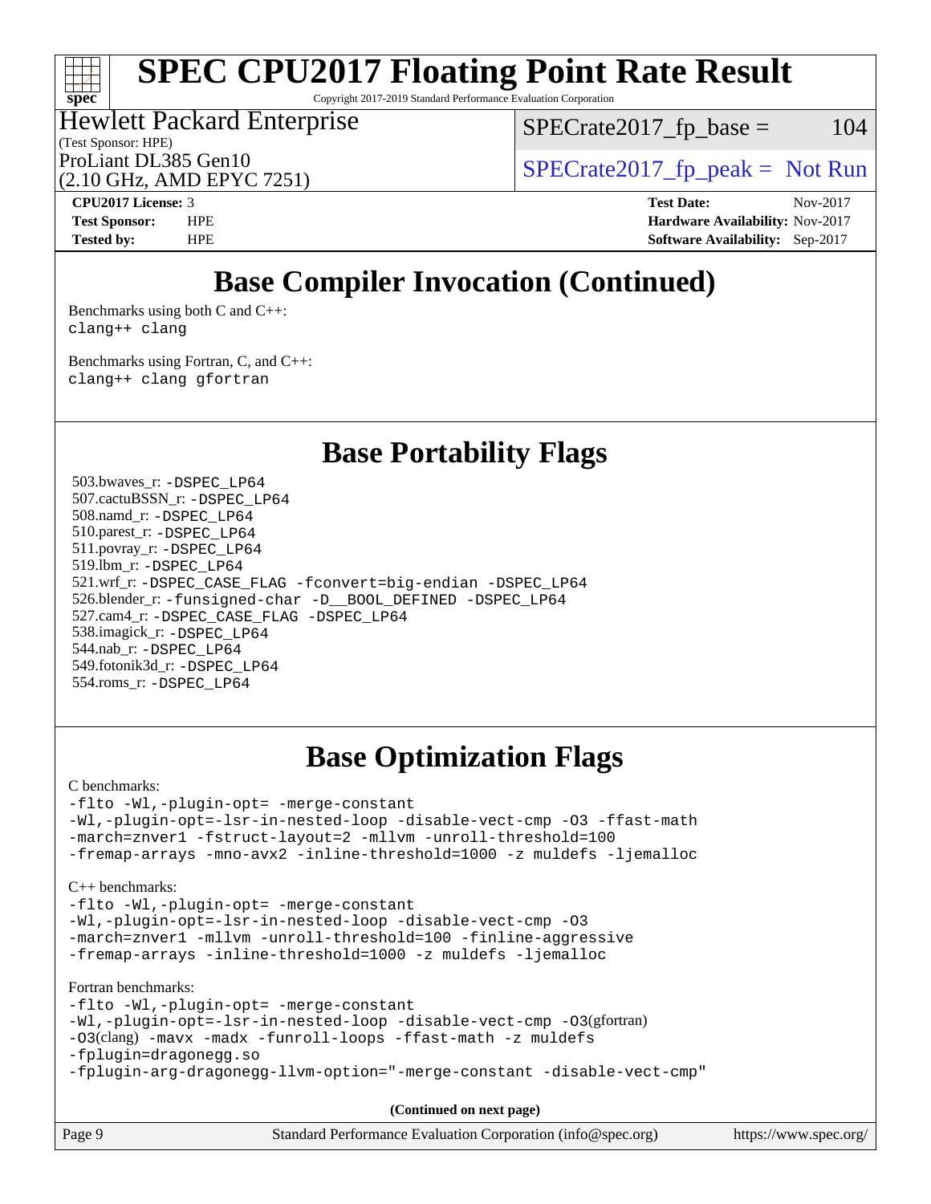# SPEC CPU2017 Floating Point Rate Result

Copyright 2017-2019 Standard Performance Evaluation Corporation

Hewlett Packard Enterprise
(Test Sponsor: HPE)
ProLiant DL385 Gen10
(2.10 GHz, AMD EPYC 7251)

SPECrate2017_fp_base = 104

SPECrate2017_fp_peak = Not Run

**CPU2017 License:** 3
**Test Sponsor:** HPE
**Tested by:** HPE

**Test Date:** Nov-2017
**Hardware Availability:** Nov-2017
**Software Availability:** Sep-2017

## Base Compiler Invocation (Continued)

Benchmarks using both C and C++:
```
clang++ clang
```

Benchmarks using Fortran, C, and C++:
```
clang++ clang gfortran
```

## Base Portability Flags

503.bwaves_r: -DSPEC_LP64
507.cactuBSSN_r: -DSPEC_LP64
508.namd_r: -DSPEC_LP64
510.parest_r: -DSPEC_LP64
511.povray_r: -DSPEC_LP64
519.lbm_r: -DSPEC_LP64
521.wrf_r: -DSPEC_CASE_FLAG -fconvert=big-endian -DSPEC_LP64
526.blender_r: -funsigned-char -D__BOOL_DEFINED -DSPEC_LP64
527.cam4_r: -DSPEC_CASE_FLAG -DSPEC_LP64
538.imagick_r: -DSPEC_LP64
544.nab_r: -DSPEC_LP64
549.fotonik3d_r: -DSPEC_LP64
554.roms_r: -DSPEC_LP64

## Base Optimization Flags

C benchmarks:
```
-flto -Wl,-plugin-opt= -merge-constant
-Wl,-plugin-opt=-lsr-in-nested-loop -disable-vect-cmp -O3 -ffast-math
-march=znver1 -fstruct-layout=2 -mllvm -unroll-threshold=100
-fremap-arrays -mno-avx2 -inline-threshold=1000 -z muldefs -ljemalloc
```

C++ benchmarks:
```
-flto -Wl,-plugin-opt= -merge-constant
-Wl,-plugin-opt=-lsr-in-nested-loop -disable-vect-cmp -O3
-march=znver1 -mllvm -unroll-threshold=100 -finline-aggressive
-fremap-arrays -inline-threshold=1000 -z muldefs -ljemalloc
```

Fortran benchmarks:
```
-flto -Wl,-plugin-opt= -merge-constant
-Wl,-plugin-opt=-lsr-in-nested-loop -disable-vect-cmp -O3(gfortran)
-O3(clang) -mavx -madx -funroll-loops -ffast-math -z muldefs
-fplugin=dragonegg.so
-fplugin-arg-dragonegg-llvm-option="-merge-constant -disable-vect-cmp"
```

**(Continued on next page)**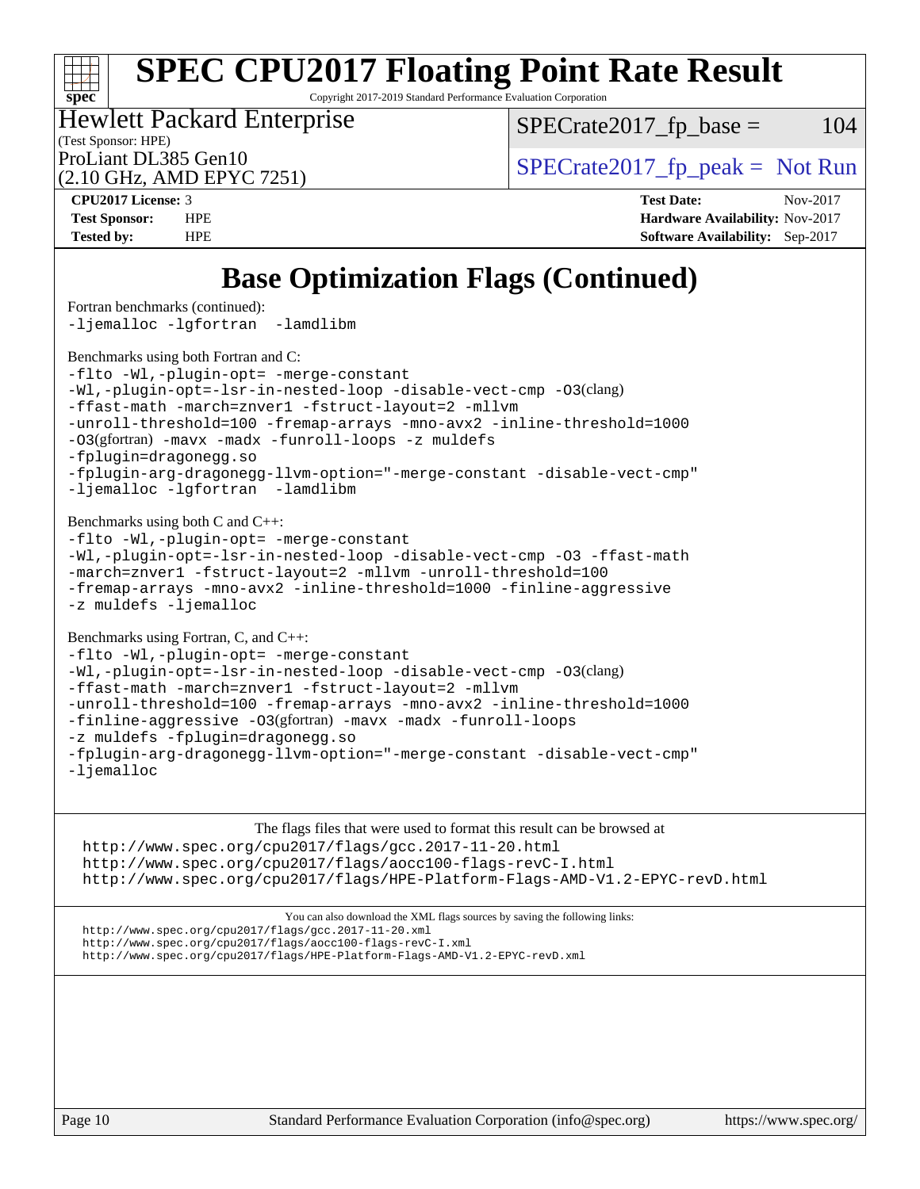# SPEC CPU2017 Floating Point Rate Result

Copyright 2017-2019 Standard Performance Evaluation Corporation

**Hewlett Packard Enterprise**
(Test Sponsor: HPE)
ProLiant DL385 Gen10
(2.10 GHz, AMD EPYC 7251)

SPECrate2017_fp_base = 104

SPECrate2017_fp_peak = Not Run

**CPU2017 License:** 3
**Test Sponsor:** HPE
**Tested by:** HPE

**Test Date:** Nov-2017
**Hardware Availability:** Nov-2017
**Software Availability:** Sep-2017

## Base Optimization Flags (Continued)

Fortran benchmarks (continued):
```
-ljemalloc -lgfortran  -lamdlibm
```

Benchmarks using both Fortran and C:
```
-flto -Wl,-plugin-opt= -merge-constant
-Wl,-plugin-opt=-lsr-in-nested-loop -disable-vect-cmp -O3(clang)
-ffast-math -march=znver1 -fstruct-layout=2 -mllvm
-unroll-threshold=100 -fremap-arrays -mno-avx2 -inline-threshold=1000
-O3(gfortran) -mavx -madx -funroll-loops -z muldefs
-fplugin=dragonegg.so
-fplugin-arg-dragonegg-llvm-option="-merge-constant -disable-vect-cmp"
-ljemalloc -lgfortran  -lamdlibm
```

Benchmarks using both C and C++:
```
-flto -Wl,-plugin-opt= -merge-constant
-Wl,-plugin-opt=-lsr-in-nested-loop -disable-vect-cmp -O3 -ffast-math
-march=znver1 -fstruct-layout=2 -mllvm -unroll-threshold=100
-fremap-arrays -mno-avx2 -inline-threshold=1000 -finline-aggressive
-z muldefs -ljemalloc
```

Benchmarks using Fortran, C, and C++:
```
-flto -Wl,-plugin-opt= -merge-constant
-Wl,-plugin-opt=-lsr-in-nested-loop -disable-vect-cmp -O3(clang)
-ffast-math -march=znver1 -fstruct-layout=2 -mllvm
-unroll-threshold=100 -fremap-arrays -mno-avx2 -inline-threshold=1000
-finline-aggressive -O3(gfortran) -mavx -madx -funroll-loops
-z muldefs -fplugin=dragonegg.so
-fplugin-arg-dragonegg-llvm-option="-merge-constant -disable-vect-cmp"
-ljemalloc
```

The flags files that were used to format this result can be browsed at
http://www.spec.org/cpu2017/flags/gcc.2017-11-20.html
http://www.spec.org/cpu2017/flags/aocc100-flags-revC-I.html
http://www.spec.org/cpu2017/flags/HPE-Platform-Flags-AMD-V1.2-EPYC-revD.html

You can also download the XML flags sources by saving the following links:
http://www.spec.org/cpu2017/flags/gcc.2017-11-20.xml
http://www.spec.org/cpu2017/flags/aocc100-flags-revC-I.xml
http://www.spec.org/cpu2017/flags/HPE-Platform-Flags-AMD-V1.2-EPYC-revD.xml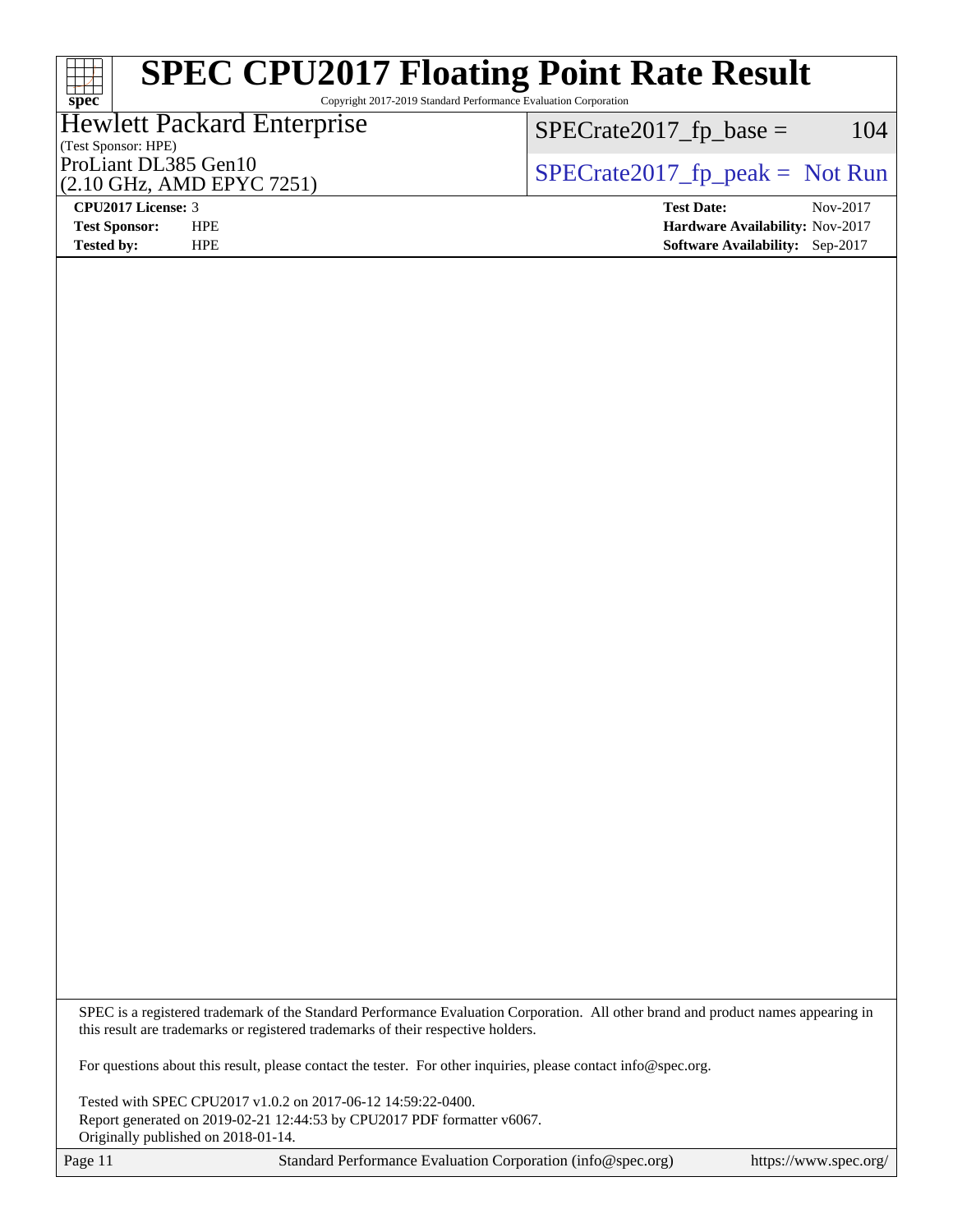SPEC is a registered trademark of the Standard Performance Evaluation Corporation. All other brand and product names appearing in this result are trademarks or registered trademarks of their respective holders.

For questions about this result, please contact the tester. For other inquiries, please contact info@spec.org.

Tested with SPEC CPU2017 v1.0.2 on 2017-06-12 14:59:22-0400.
Report generated on 2019-02-21 12:44:53 by CPU2017 PDF formatter v6067.
Originally published on 2018-01-14.